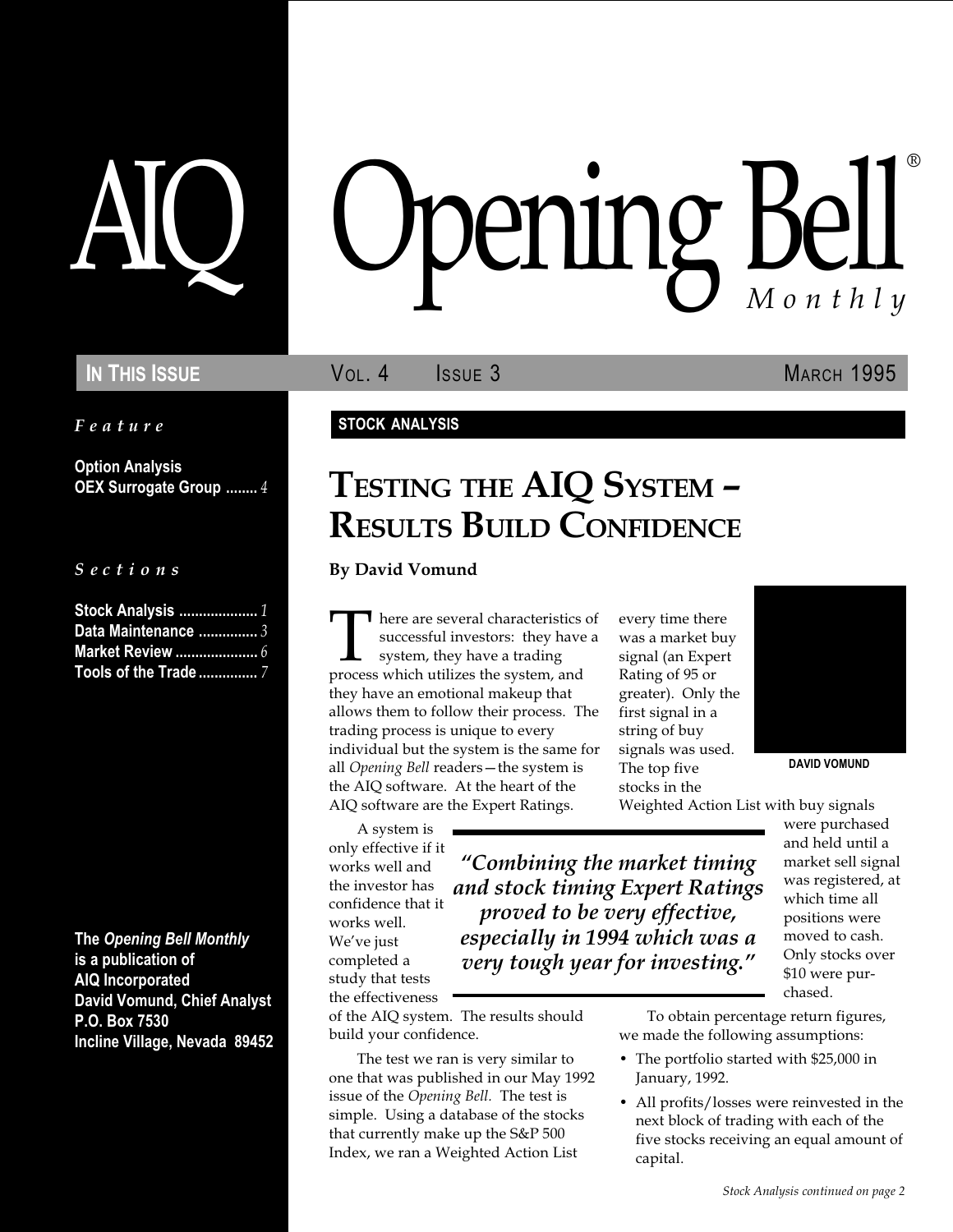# AIQ Opening Bell® Monthly

**In This Issue** — Vol. 4 Issue 3 — March 1995

*Feature*

**Option Analysis OEX Surrogate Group** ........ *4*

*Sections*

**Stock Analysis** .................... *1*
**Data Maintenance** ............... *3*
**Market Review** ..................... *6*
**Tools of the Trade** ............... *7*

**The *Opening Bell Monthly* is a publication of AIQ Incorporated**
**David Vomund, Chief Analyst**
**P.O. Box 7530**
**Incline Village, Nevada 89452**

**STOCK ANALYSIS**

# Testing the AIQ System – Results Build Confidence

**By David Vomund**

DAVID VOMUND

There are several characteristics of successful investors: they have a system, they have a trading process which utilizes the system, and they have an emotional makeup that allows them to follow their process. The trading process is unique to every individual but the system is the same for all *Opening Bell* readers—the system is the AIQ software. At the heart of the AIQ software are the Expert Ratings.

A system is only effective if it works well and the investor has confidence that it works well. We've just completed a study that tests the effectiveness of the AIQ system. The results should build your confidence.

> *"Combining the market timing and stock timing Expert Ratings proved to be very effective, especially in 1994 which was a very tough year for investing."*

The test we ran is very similar to one that was published in our May 1992 issue of the *Opening Bell.* The test is simple. Using a database of the stocks that currently make up the S&P 500 Index, we ran a Weighted Action List every time there was a market buy signal (an Expert Rating of 95 or greater). Only the first signal in a string of buy signals was used. The top five stocks in the Weighted Action List with buy signals were purchased and held until a market sell signal was registered, at which time all positions were moved to cash. Only stocks over $10 were purchased.

To obtain percentage return figures, we made the following assumptions:

- The portfolio started with $25,000 in January, 1992.
- All profits/losses were reinvested in the next block of trading with each of the five stocks receiving an equal amount of capital.

*Stock Analysis continued on page 2*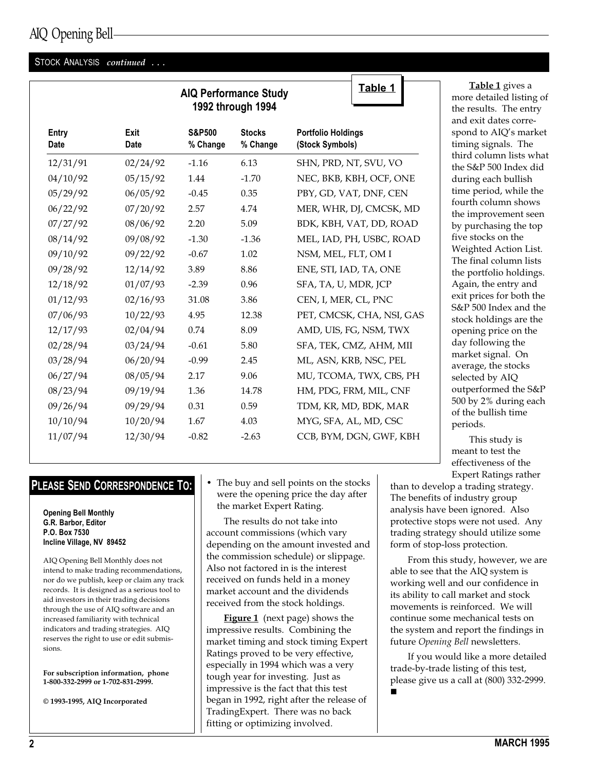STOCK ANALYSIS *continued . . .*

**AIQ Performance Study 1992 through 1994** — **Table 1**

| Entry Date | Exit Date | S&P500 % Change | Stocks % Change | Portfolio Holdings (Stock Symbols) |
|---|---|---|---|---|
| 12/31/91 | 02/24/92 | -1.16 | 6.13 | SHN, PRD, NT, SVU, VO |
| 04/10/92 | 05/15/92 | 1.44 | -1.70 | NEC, BKB, KBH, OCF, ONE |
| 05/29/92 | 06/05/92 | -0.45 | 0.35 | PBY, GD, VAT, DNF, CEN |
| 06/22/92 | 07/20/92 | 2.57 | 4.74 | MER, WHR, DJ, CMCSK, MD |
| 07/27/92 | 08/06/92 | 2.20 | 5.09 | BDK, KBH, VAT, DD, ROAD |
| 08/14/92 | 09/08/92 | -1.30 | -1.36 | MEL, IAD, PH, USBC, ROAD |
| 09/10/92 | 09/22/92 | -0.67 | 1.02 | NSM, MEL, FLT, OM I |
| 09/28/92 | 12/14/92 | 3.89 | 8.86 | ENE, STI, IAD, TA, ONE |
| 12/18/92 | 01/07/93 | -2.39 | 0.96 | SFA, TA, U, MDR, JCP |
| 01/12/93 | 02/16/93 | 31.08 | 3.86 | CEN, I, MER, CL, PNC |
| 07/06/93 | 10/22/93 | 4.95 | 12.38 | PET, CMCSK, CHA, NSI, GAS |
| 12/17/93 | 02/04/94 | 0.74 | 8.09 | AMD, UIS, FG, NSM, TWX |
| 02/28/94 | 03/24/94 | -0.61 | 5.80 | SFA, TEK, CMZ, AHM, MII |
| 03/28/94 | 06/20/94 | -0.99 | 2.45 | ML, ASN, KRB, NSC, PEL |
| 06/27/94 | 08/05/94 | 2.17 | 9.06 | MU, TCOMA, TWX, CBS, PH |
| 08/23/94 | 09/19/94 | 1.36 | 14.78 | HM, PDG, FRM, MIL, CNF |
| 09/26/94 | 09/29/94 | 0.31 | 0.59 | TDM, KR, MD, BDK, MAR |
| 10/10/94 | 10/20/94 | 1.67 | 4.03 | MYG, SFA, AL, MD, CSC |
| 11/07/94 | 12/30/94 | -0.82 | -2.63 | CCB, BYM, DGN, GWF, KBH |

- The buy and sell points on the stocks were the opening price the day after the market Expert Rating.

The results do not take into account commissions (which vary depending on the amount invested and the commission schedule) or slippage. Also not factored in is the interest received on funds held in a money market account and the dividends received from the stock holdings.

**Figure 1** (next page) shows the impressive results. Combining the market timing and stock timing Expert Ratings proved to be very effective, especially in 1994 which was a very tough year for investing. Just as impressive is the fact that this test began in 1992, right after the release of TradingExpert. There was no back fitting or optimizing involved.

**Table 1** gives a more detailed listing of the results. The entry and exit dates correspond to AIQ's market timing signals. The third column lists what the S&P 500 Index did during each bullish time period, while the fourth column shows the improvement seen by purchasing the top five stocks on the Weighted Action List. The final column lists the portfolio holdings. Again, the entry and exit prices for both the S&P 500 Index and the stock holdings are the opening price on the day following the market signal. On average, the stocks selected by AIQ outperformed the S&P 500 by 2% during each of the bullish time periods.

This study is meant to test the effectiveness of the Expert Ratings rather than to develop a trading strategy. The benefits of industry group analysis have been ignored. Also protective stops were not used. Any trading strategy should utilize some form of stop-loss protection.

From this study, however, we are able to see that the AIQ system is working well and our confidence in its ability to call market and stock movements is reinforced. We will continue some mechanical tests on the system and report the findings in future *Opening Bell* newsletters.

If you would like a more detailed trade-by-trade listing of this test, please give us a call at (800) 332-2999. ■

## PLEASE SEND CORRESPONDENCE TO:

**Opening Bell Monthly**
**G.R. Barbor, Editor**
**P.O. Box 7530**
**Incline Village, NV 89452**

AIQ Opening Bell Monthly does not intend to make trading recommendations, nor do we publish, keep or claim any track records. It is designed as a serious tool to aid investors in their trading decisions through the use of AIQ software and an increased familiarity with technical indicators and trading strategies. AIQ reserves the right to use or edit submissions.

**For subscription information, phone 1-800-332-2999 or 1-702-831-2999.**

**© 1993-1995, AIQ Incorporated**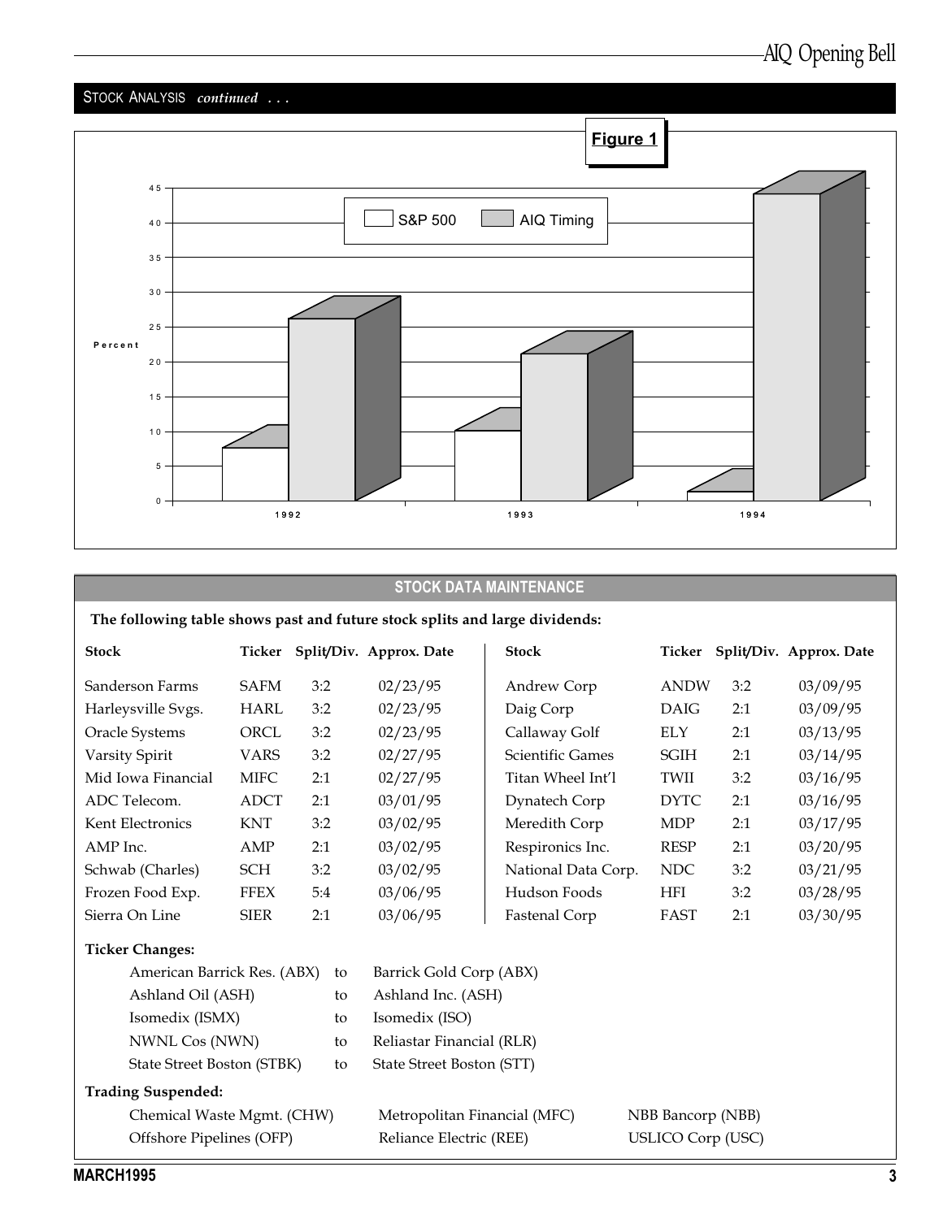## STOCK ANALYSIS *continued* . . .

**Figure 1**

## STOCK DATA MAINTENANCE

**The following table shows past and future stock splits and large dividends:**

| Stock | Ticker | Split/Div. | Approx. Date |
|---|---|---|---|
| Sanderson Farms | SAFM | 3:2 | 02/23/95 |
| Harleysville Svgs. | HARL | 3:2 | 02/23/95 |
| Oracle Systems | ORCL | 3:2 | 02/23/95 |
| Varsity Spirit | VARS | 3:2 | 02/27/95 |
| Mid Iowa Financial | MIFC | 2:1 | 02/27/95 |
| ADC Telecom. | ADCT | 2:1 | 03/01/95 |
| Kent Electronics | KNT | 3:2 | 03/02/95 |
| AMP Inc. | AMP | 2:1 | 03/02/95 |
| Schwab (Charles) | SCH | 3:2 | 03/02/95 |
| Frozen Food Exp. | FFEX | 5:4 | 03/06/95 |
| Sierra On Line | SIER | 2:1 | 03/06/95 |
| Andrew Corp | ANDW | 3:2 | 03/09/95 |
| Daig Corp | DAIG | 2:1 | 03/09/95 |
| Callaway Golf | ELY | 2:1 | 03/13/95 |
| Scientific Games | SGIH | 2:1 | 03/14/95 |
| Titan Wheel Int'l | TWII | 3:2 | 03/16/95 |
| Dynatech Corp | DYTC | 2:1 | 03/16/95 |
| Meredith Corp | MDP | 2:1 | 03/17/95 |
| Respironics Inc. | RESP | 2:1 | 03/20/95 |
| National Data Corp. | NDC | 3:2 | 03/21/95 |
| Hudson Foods | HFI | 3:2 | 03/28/95 |
| Fastenal Corp | FAST | 2:1 | 03/30/95 |

**Ticker Changes:**

| | | |
|---|---|---|
| American Barrick Res. (ABX) | to | Barrick Gold Corp (ABX) |
| Ashland Oil (ASH) | to | Ashland Inc. (ASH) |
| Isomedix (ISMX) | to | Isomedix (ISO) |
| NWNL Cos (NWN) | to | Reliastar Financial (RLR) |
| State Street Boston (STBK) | to | State Street Boston (STT) |

**Trading Suspended:**

Chemical Waste Mgmt. (CHW)
Offshore Pipelines (OFP)
Metropolitan Financial (MFC)
Reliance Electric (REE)
NBB Bancorp (NBB)
USLICO Corp (USC)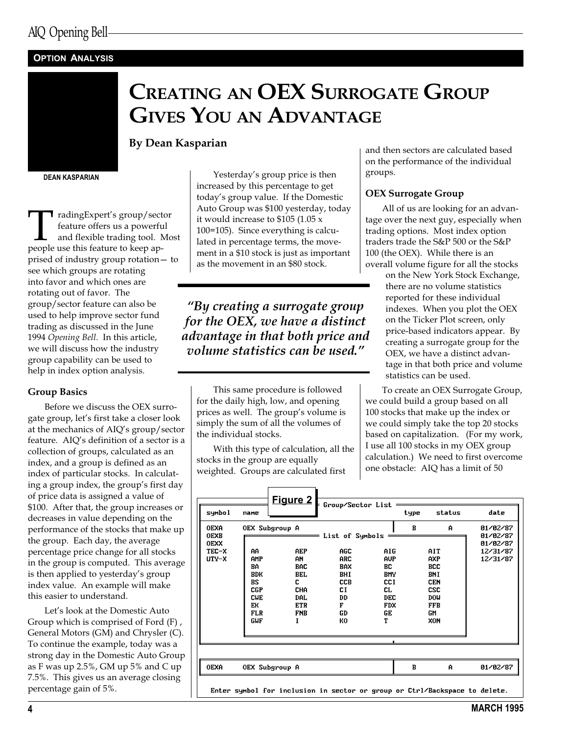## OPTION ANALYSIS

# CREATING AN OEX SURROGATE GROUP GIVES YOU AN ADVANTAGE

**By Dean Kasparian**

DEAN KASPARIAN

TradingExpert's group/sector feature offers us a powerful and flexible trading tool. Most people use this feature to keep apprised of industry group rotation— to see which groups are rotating into favor and which ones are rotating out of favor. The group/sector feature can also be used to help improve sector fund trading as discussed in the June 1994 *Opening Bell*. In this article, we will discuss how the industry group capability can be used to help in index option analysis.

### Group Basics

Before we discuss the OEX surrogate group, let's first take a closer look at the mechanics of AIQ's group/sector feature. AIQ's definition of a sector is a collection of groups, calculated as an index, and a group is defined as an index of particular stocks. In calculating a group index, the group's first day of price data is assigned a value of $100. After that, the group increases or decreases in value depending on the performance of the stocks that make up the group. Each day, the average percentage price change for all stocks in the group is computed. This average is then applied to yesterday's group index value. An example will make this easier to understand.

Let's look at the Domestic Auto Group which is comprised of Ford (F), General Motors (GM) and Chrysler (C). To continue the example, today was a strong day in the Domestic Auto Group as F was up 2.5%, GM up 5% and C up 7.5%. This gives us an average closing percentage gain of 5%.

Yesterday's group price is then increased by this percentage to get today's group value. If the Domestic Auto Group was $100 yesterday, today it would increase to $105 (1.05 x 100=105). Since everything is calculated in percentage terms, the movement in a $10 stock is just as important as the movement in an $80 stock.

> *"By creating a surrogate group for the OEX, we have a distinct advantage in that both price and volume statistics can be used."*

This same procedure is followed for the daily high, low, and opening prices as well. The group's volume is simply the sum of all the volumes of the individual stocks.

With this type of calculation, all the stocks in the group are equally weighted. Groups are calculated first and then sectors are calculated based on the performance of the individual groups.

### OEX Surrogate Group

All of us are looking for an advantage over the next guy, especially when trading options. Most index option traders trade the S&P 500 or the S&P 100 (the OEX). While there is an overall volume figure for all the stocks on the New York Stock Exchange, there are no volume statistics reported for these individual indexes. When you plot the OEX on the Ticker Plot screen, only price-based indicators appear. By creating a surrogate group for the OEX, we have a distinct advantage in that both price and volume statistics can be used.

To create an OEX Surrogate Group, we could build a group based on all 100 stocks that make up the index or we could simply take the top 20 stocks based on capitalization. (For my work, I use all 100 stocks in my OEX group calculation.) We need to first overcome one obstacle: AIQ has a limit of 50

**Figure 2**

Group/Sector List

| symbol | name | type | status | date |
|---|---|---|---|---|
| OEXA | OEX Subgroup A | B | A | 01/02/87 |
| OEXB | | | | 01/02/87 |
| OEXX | | | | 01/02/87 |
| TEC-X | | | | 12/31/87 |
| UTY-X | | | | 12/31/87 |

List of Symbols

| | | | | |
|---|---|---|---|---|
| AA | AEP | AGC | AIG | AIT |
| AMP | AN | ARC | AVP | AXP |
| BA | BAC | BAX | BC | BCC |
| BDK | BEL | BHI | BMY | BNI |
| BS | C | CCB | CCI | CEN |
| CGP | CHA | CI | CL | CSC |
| CWE | DAL | DD | DEC | DOW |
| EK | ETR | F | FDX | FFB |
| FLR | FNB | GD | GE | GM |
| GWF | I | KO | T | XON |

| | | | | |
|---|---|---|---|---|
| OEXA | OEX Subgroup A | B | A | 01/02/87 |

Enter symbol for inclusion in sector or group or Ctrl/Backspace to delete.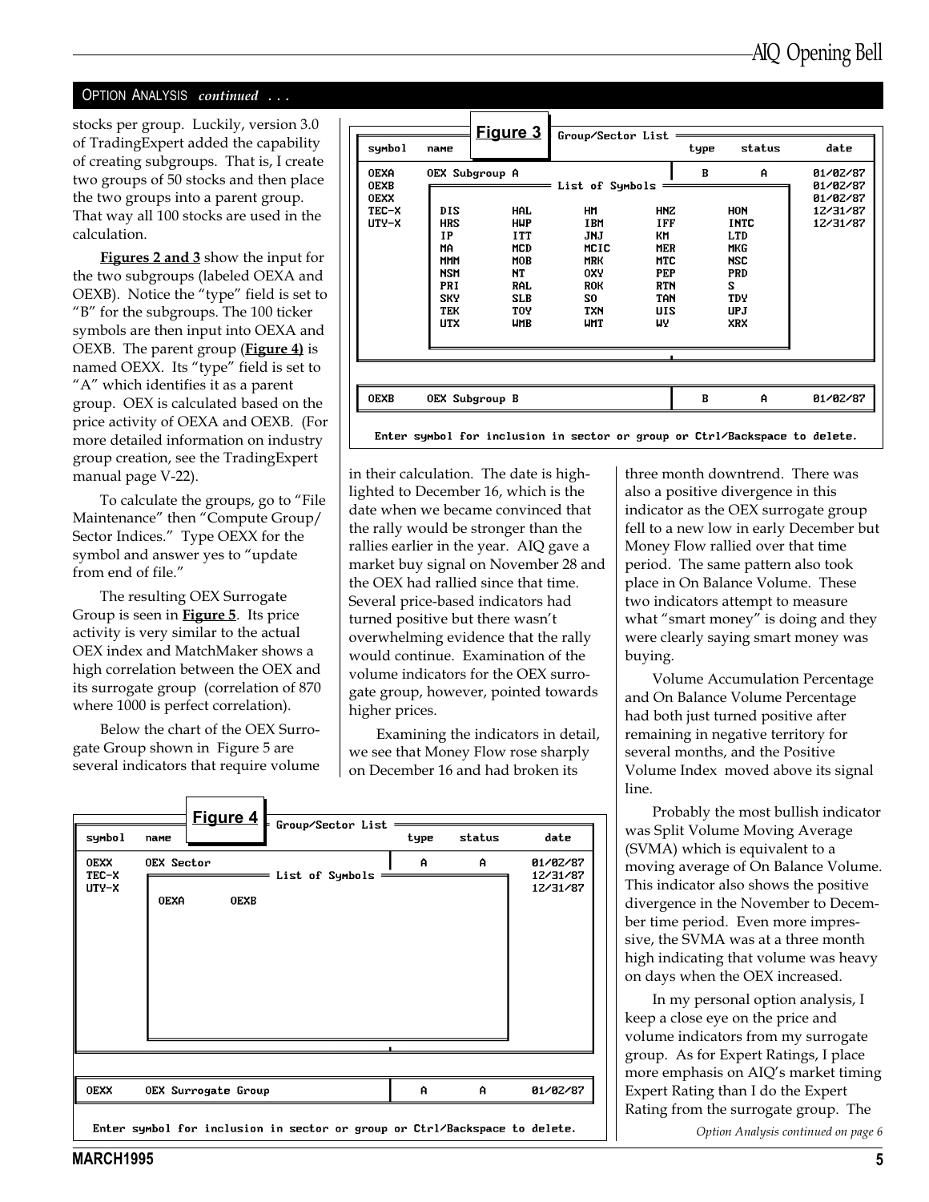OPTION ANALYSIS *continued . . .*

stocks per group. Luckily, version 3.0 of TradingExpert added the capability of creating subgroups. That is, I create two groups of 50 stocks and then place the two groups into a parent group. That way all 100 stocks are used in the calculation.

**Figures 2 and 3** show the input for the two subgroups (labeled OEXA and OEXB). Notice the "type" field is set to "B" for the subgroups. The 100 ticker symbols are then input into OEXA and OEXB. The parent group (**Figure 4**) is named OEXX. Its "type" field is set to "A" which identifies it as a parent group. OEX is calculated based on the price activity of OEXA and OEXB. (For more detailed information on industry group creation, see the TradingExpert manual page V-22).

To calculate the groups, go to "File Maintenance" then "Compute Group/ Sector Indices." Type OEXX for the symbol and answer yes to "update from end of file."

The resulting OEX Surrogate Group is seen in **Figure 5**. Its price activity is very similar to the actual OEX index and MatchMaker shows a high correlation between the OEX and its surrogate group (correlation of 870 where 1000 is perfect correlation).

Below the chart of the OEX Surrogate Group shown in Figure 5 are several indicators that require volume in their calculation. The date is highlighted to December 16, which is the date when we became convinced that the rally would be stronger than the rallies earlier in the year. AIQ gave a market buy signal on November 28 and the OEX had rallied since that time. Several price-based indicators had turned positive but there wasn't overwhelming evidence that the rally would continue. Examination of the volume indicators for the OEX surrogate group, however, pointed towards higher prices.

Examining the indicators in detail, we see that Money Flow rose sharply on December 16 and had broken its three month downtrend. There was also a positive divergence in this indicator as the OEX surrogate group fell to a new low in early December but Money Flow rallied over that time period. The same pattern also took place in On Balance Volume. These two indicators attempt to measure what "smart money" is doing and they were clearly saying smart money was buying.

Volume Accumulation Percentage and On Balance Volume Percentage had both just turned positive after remaining in negative territory for several months, and the Positive Volume Index moved above its signal line.

Probably the most bullish indicator was Split Volume Moving Average (SVMA) which is equivalent to a moving average of On Balance Volume. This indicator also shows the positive divergence in the November to December time period. Even more impressive, the SVMA was at a three month high indicating that volume was heavy on days when the OEX increased.

In my personal option analysis, I keep a close eye on the price and volume indicators from my surrogate group. As for Expert Ratings, I place more emphasis on AIQ's market timing Expert Rating than I do the Expert Rating from the surrogate group. The

*Option Analysis continued on page 6*

**Figure 3**

```
Group/Sector List
symbol  name                     type   status   date
OEXA    OEX Subgroup A            B      A       01/02/87
OEXB                                             01/02/87
OEXX                                             01/02/87
TEC-X                                            12/31/87
UTY-X                                            12/31/87

List of Symbols
DIS   HAL   HM    HNZ   HON
HRS   HWP   IBM   IFF   INTC
IP    ITT   JNJ   KM    LTD
MA    MCD   MCIC  MER   MKG
MMM   MOB   MRK   MTC   NSC
NSM   NT    OXY   PEP   PRD
PRI   RAL   ROK   RTN   S
SKY   SLB   SO    TAN   TDY
TEK   TOY   TXN   UIS   UPJ
UTX   WMB   WMT   WY    XRX

OEXB    OEX Subgroup B            B      A       01/02/87

Enter symbol for inclusion in sector or group or Ctrl/Backspace to delete.
```

**Figure 4**

```
Group/Sector List
symbol  name                     type   status   date
OEXX    OEX Sector                A      A       01/02/87
TEC-X                                            12/31/87
UTY-X                                            12/31/87

List of Symbols
OEXA   OEXB

OEXX    OEX Surrogate Group       A      A       01/02/87

Enter symbol for inclusion in sector or group or Ctrl/Backspace to delete.
```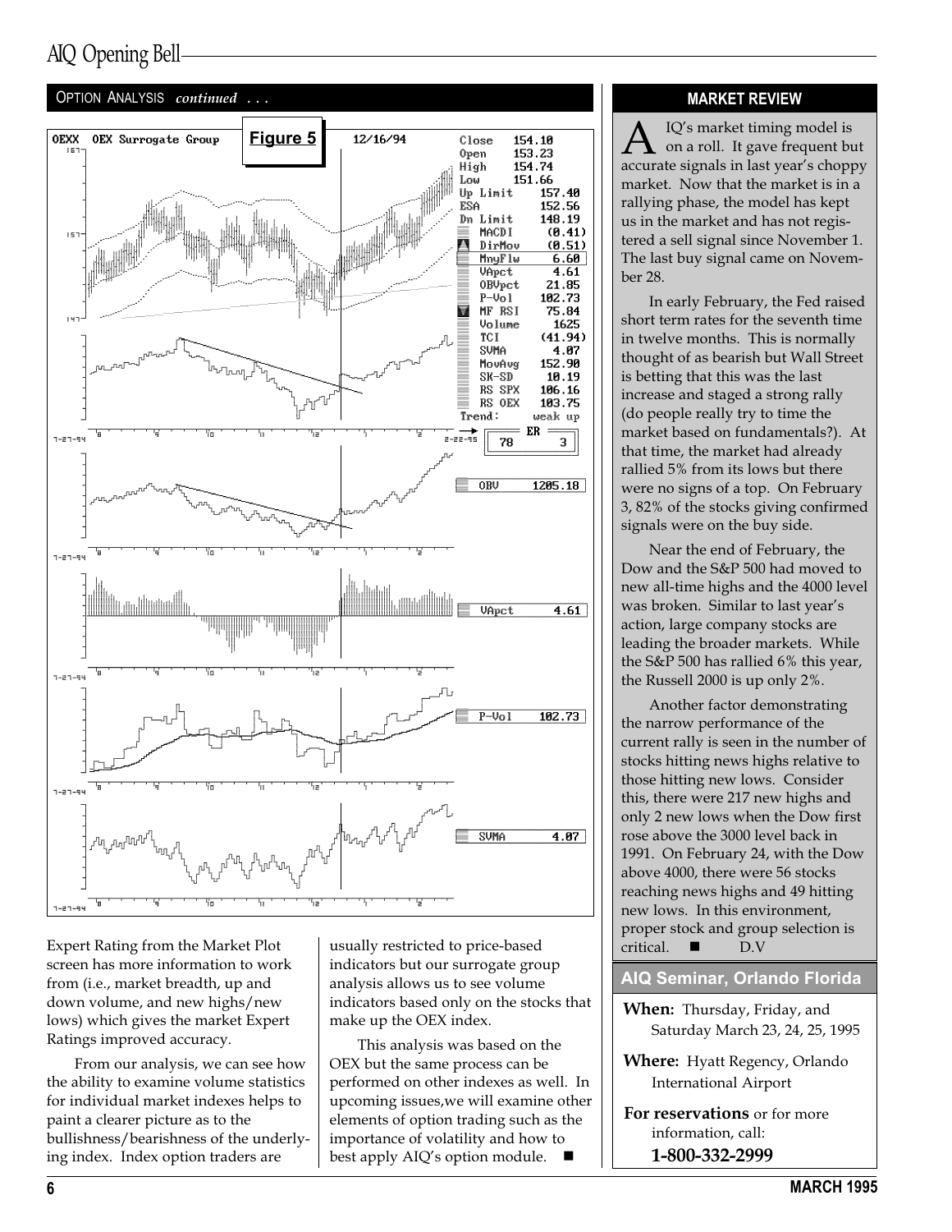## OPTION ANALYSIS *continued . . .*

**Figure 5**

Expert Rating from the Market Plot screen has more information to work from (i.e., market breadth, up and down volume, and new highs/new lows) which gives the market Expert Ratings improved accuracy.

From our analysis, we can see how the ability to examine volume statistics for individual market indexes helps to paint a clearer picture as to the bullishness/bearishness of the underlying index. Index option traders are usually restricted to price-based indicators but our surrogate group analysis allows us to see volume indicators based only on the stocks that make up the OEX index.

This analysis was based on the OEX but the same process can be performed on other indexes as well. In upcoming issues,we will examine other elements of option trading such as the importance of volatility and how to best apply AIQ's option module. ■

## MARKET REVIEW

AIQ's market timing model is on a roll. It gave frequent but accurate signals in last year's choppy market. Now that the market is in a rallying phase, the model has kept us in the market and has not registered a sell signal since November 1. The last buy signal came on November 28.

In early February, the Fed raised short term rates for the seventh time in twelve months. This is normally thought of as bearish but Wall Street is betting that this was the last increase and staged a strong rally (do people really try to time the market based on fundamentals?). At that time, the market had already rallied 5% from its lows but there were no signs of a top. On February 3, 82% of the stocks giving confirmed signals were on the buy side.

Near the end of February, the Dow and the S&P 500 had moved to new all-time highs and the 4000 level was broken. Similar to last year's action, large company stocks are leading the broader markets. While the S&P 500 has rallied 6% this year, the Russell 2000 is up only 2%.

Another factor demonstrating the narrow performance of the current rally is seen in the number of stocks hitting news highs relative to those hitting new lows. Consider this, there were 217 new highs and only 2 new lows when the Dow first rose above the 3000 level back in 1991. On February 24, with the Dow above 4000, there were 56 stocks reaching news highs and 49 hitting new lows. In this environment, proper stock and group selection is critical. ■ D.V

## AIQ Seminar, Orlando Florida

**When:** Thursday, Friday, and Saturday March 23, 24, 25, 1995

**Where:** Hyatt Regency, Orlando International Airport

**For reservations** or for more information, call:

**1-800-332-2999**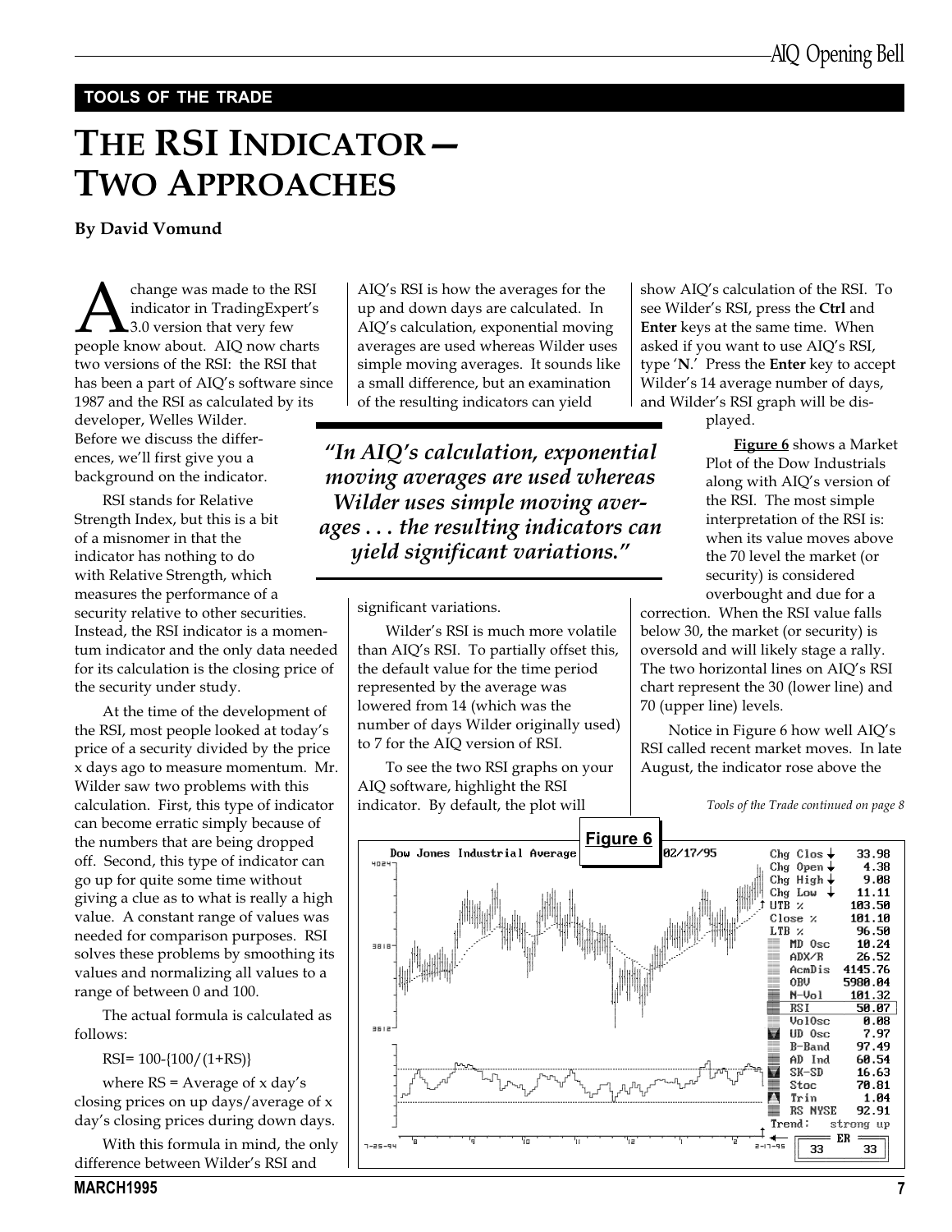**TOOLS OF THE TRADE**

# THE RSI INDICATOR— TWO APPROACHES

**By David Vomund**

A change was made to the RSI indicator in TradingExpert's 3.0 version that very few people know about. AIQ now charts two versions of the RSI: the RSI that has been a part of AIQ's software since 1987 and the RSI as calculated by its developer, Welles Wilder. Before we discuss the differences, we'll first give you a background on the indicator.

RSI stands for Relative Strength Index, but this is a bit of a misnomer in that the indicator has nothing to do with Relative Strength, which measures the performance of a security relative to other securities. Instead, the RSI indicator is a momentum indicator and the only data needed for its calculation is the closing price of the security under study.

At the time of the development of the RSI, most people looked at today's price of a security divided by the price x days ago to measure momentum. Mr. Wilder saw two problems with this calculation. First, this type of indicator can become erratic simply because of the numbers that are being dropped off. Second, this type of indicator can go up for quite some time without giving a clue as to what is really a high value. A constant range of values was needed for comparison purposes. RSI solves these problems by smoothing its values and normalizing all values to a range of between 0 and 100.

The actual formula is calculated as follows:

RSI= 100-{100/(1+RS)}

where RS = Average of x day's closing prices on up days/average of x day's closing prices during down days.

With this formula in mind, the only difference between Wilder's RSI and AIQ's RSI is how the averages for the up and down days are calculated. In AIQ's calculation, exponential moving averages are used whereas Wilder uses simple moving averages. It sounds like a small difference, but an examination of the resulting indicators can yield significant variations.

> *"In AIQ's calculation, exponential moving averages are used whereas Wilder uses simple moving averages . . . the resulting indicators can yield significant variations."*

Wilder's RSI is much more volatile than AIQ's RSI. To partially offset this, the default value for the time period represented by the average was lowered from 14 (which was the number of days Wilder originally used) to 7 for the AIQ version of RSI.

To see the two RSI graphs on your AIQ software, highlight the RSI indicator. By default, the plot will show AIQ's calculation of the RSI. To see Wilder's RSI, press the **Ctrl** and **Enter** keys at the same time. When asked if you want to use AIQ's RSI, type '**N**.' Press the **Enter** key to accept Wilder's 14 average number of days, and Wilder's RSI graph will be displayed.

**Figure 6** shows a Market Plot of the Dow Industrials along with AIQ's version of the RSI. The most simple interpretation of the RSI is: when its value moves above the 70 level the market (or security) is considered overbought and due for a correction. When the RSI value falls below 30, the market (or security) is oversold and will likely stage a rally. The two horizontal lines on AIQ's RSI chart represent the 30 (lower line) and 70 (upper line) levels.

Notice in Figure 6 how well AIQ's RSI called recent market moves. In late August, the indicator rose above the

*Tools of the Trade continued on page 8*

**Figure 6**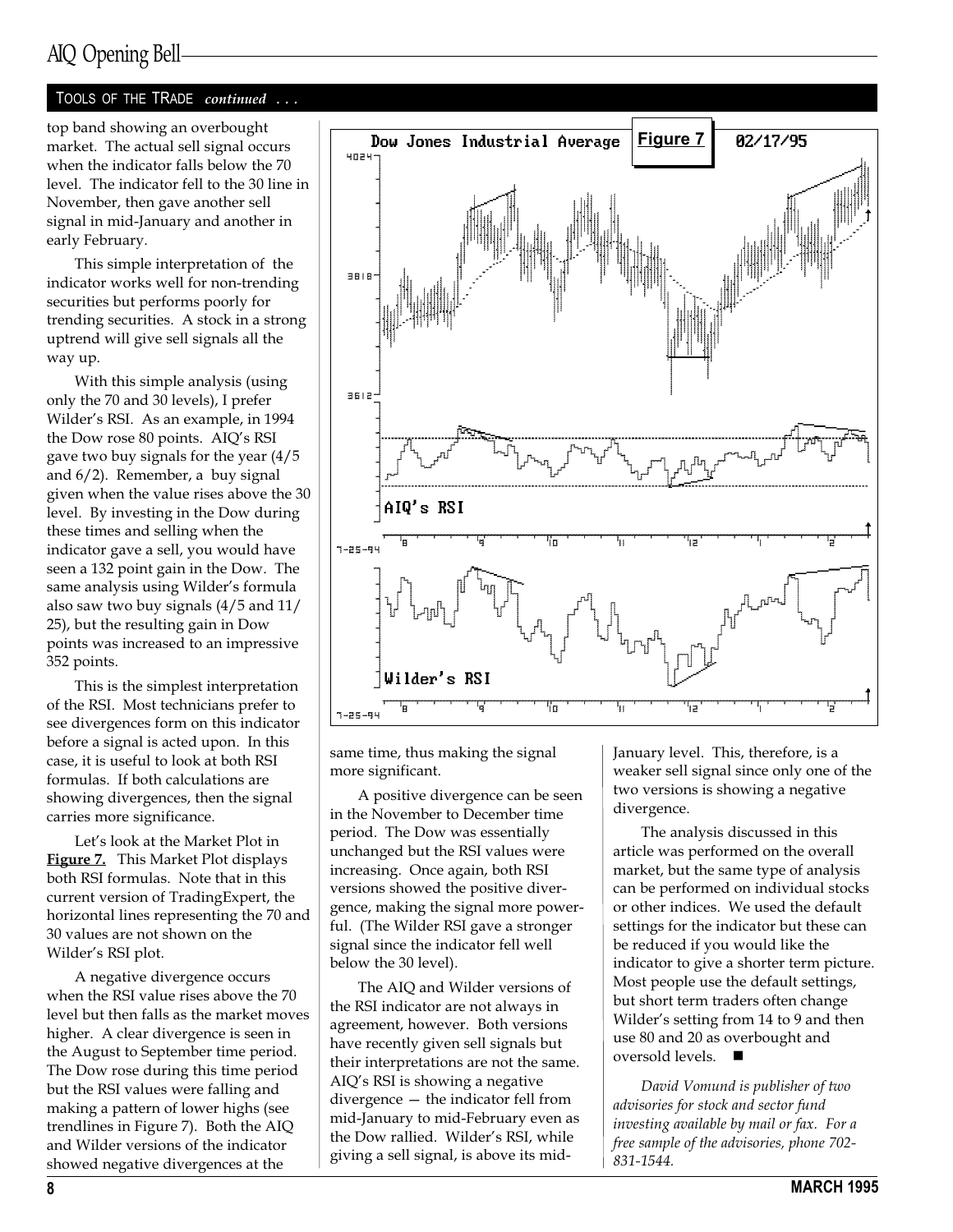TOOLS OF THE TRADE *continued . . .*

top band showing an overbought market. The actual sell signal occurs when the indicator falls below the 70 level. The indicator fell to the 30 line in November, then gave another sell signal in mid-January and another in early February.

This simple interpretation of the indicator works well for non-trending securities but performs poorly for trending securities. A stock in a strong uptrend will give sell signals all the way up.

With this simple analysis (using only the 70 and 30 levels), I prefer Wilder's RSI. As an example, in 1994 the Dow rose 80 points. AIQ's RSI gave two buy signals for the year (4/5 and 6/2). Remember, a buy signal given when the value rises above the 30 level. By investing in the Dow during these times and selling when the indicator gave a sell, you would have seen a 132 point gain in the Dow. The same analysis using Wilder's formula also saw two buy signals (4/5 and 11/25), but the resulting gain in Dow points was increased to an impressive 352 points.

This is the simplest interpretation of the RSI. Most technicians prefer to see divergences form on this indicator before a signal is acted upon. In this case, it is useful to look at both RSI formulas. If both calculations are showing divergences, then the signal carries more significance.

Let's look at the Market Plot in **Figure 7.** This Market Plot displays both RSI formulas. Note that in this current version of TradingExpert, the horizontal lines representing the 70 and 30 values are not shown on the Wilder's RSI plot.

A negative divergence occurs when the RSI value rises above the 70 level but then falls as the market moves higher. A clear divergence is seen in the August to September time period. The Dow rose during this time period but the RSI values were falling and making a pattern of lower highs (see trendlines in Figure 7). Both the AIQ and Wilder versions of the indicator showed negative divergences at the same time, thus making the signal more significant.

Dow Jones Industrial Average
**Figure 7**
02/17/95
4024
3818
3612
AIQ's RSI
7-25-94
8 9 10 11 12 1 2
Wilder's RSI
7-25-94
8 9 10 11 12 1 2

A positive divergence can be seen in the November to December time period. The Dow was essentially unchanged but the RSI values were increasing. Once again, both RSI versions showed the positive divergence, making the signal more powerful. (The Wilder RSI gave a stronger signal since the indicator fell well below the 30 level).

The AIQ and Wilder versions of the RSI indicator are not always in agreement, however. Both versions have recently given sell signals but their interpretations are not the same. AIQ's RSI is showing a negative divergence — the indicator fell from mid-January to mid-February even as the Dow rallied. Wilder's RSI, while giving a sell signal, is above its mid-January level. This, therefore, is a weaker sell signal since only one of the two versions is showing a negative divergence.

The analysis discussed in this article was performed on the overall market, but the same type of analysis can be performed on individual stocks or other indices. We used the default settings for the indicator but these can be reduced if you would like the indicator to give a shorter term picture. Most people use the default settings, but short term traders often change Wilder's setting from 14 to 9 and then use 80 and 20 as overbought and oversold levels. ■

*David Vomund is publisher of two advisories for stock and sector fund investing available by mail or fax. For a free sample of the advisories, phone 702-831-1544.*